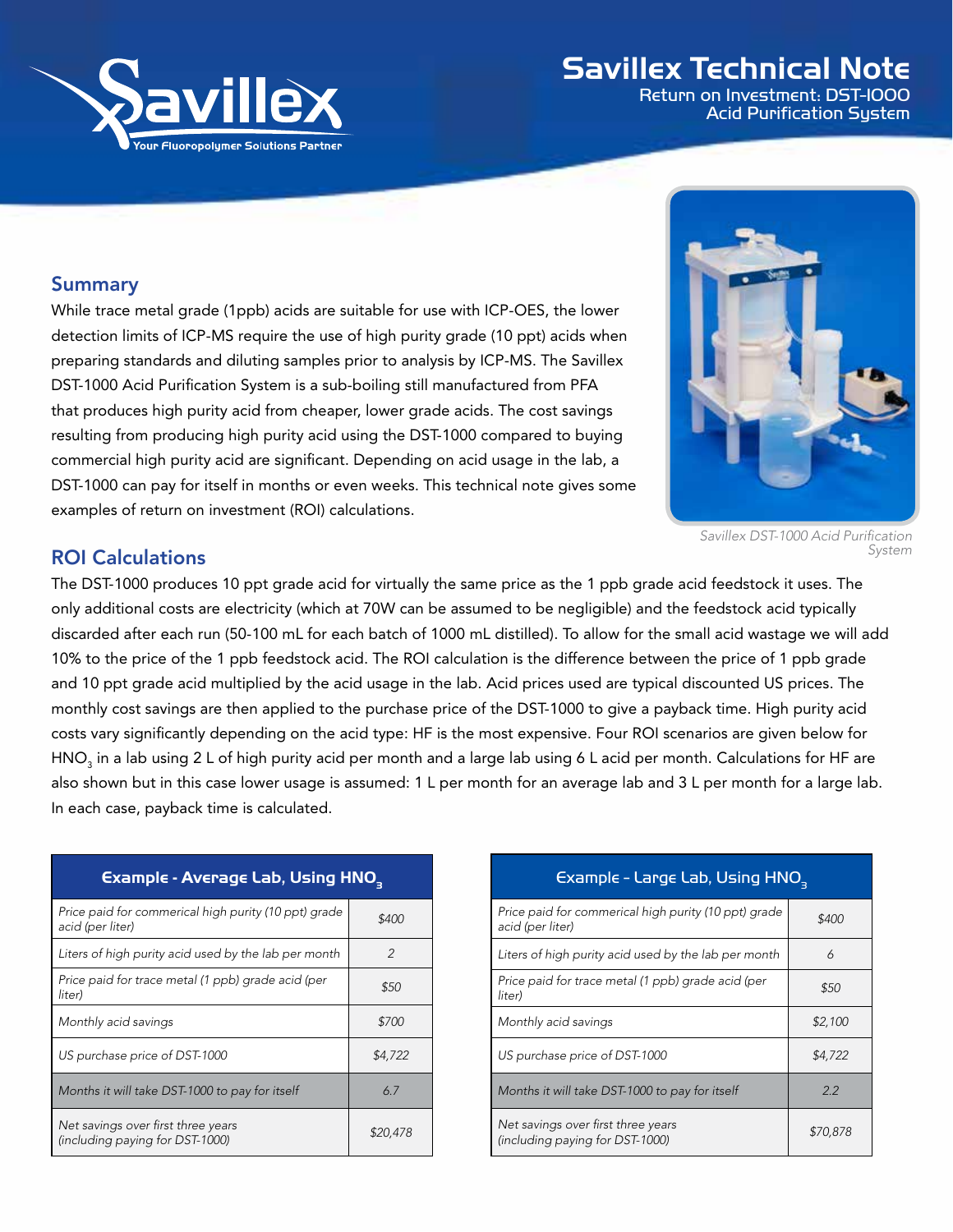# Savillex Technical Note

## Return on Investment: DST-1000 Acid Purification System

## Summary

While trace metal grade (1ppb) acids are suitable for use with ICP-OES, the lower detection limits of ICP-MS require the use of high purity grade (10 ppt) acids when preparing standards and diluting samples prior to analysis by ICP-MS. The Savillex DST-1000 Acid Purification System is a sub-boiling still manufactured from PFA that produces high purity acid from cheaper, lower grade acids. The cost savings resulting from producing high purity acid using the DST-1000 compared to buying commercial high purity acid are significant. Depending on acid usage in the lab, a DST-1000 can pay for itself in months or even weeks. This technical note gives some examples of return on investment (ROI) calculations.

*Savillex DST-1000 Acid Purification System*

## ROI Calculations

The DST-1000 produces 10 ppt grade acid for virtually the same price as the 1 ppb grade acid feedstock it uses. The only additional costs are electricity (which at 70W can be assumed to be negligible) and the feedstock acid typically discarded after each run (50-100 mL for each batch of 1000 mL distilled). To allow for the small acid wastage we will add 10% to the price of the 1 ppb feedstock acid. The ROI calculation is the difference between the price of 1 ppb grade and 10 ppt grade acid multiplied by the acid usage in the lab. Acid prices used are typical discounted US prices. The monthly cost savings are then applied to the purchase price of the DST-1000 to give a payback time. High purity acid costs vary significantly depending on the acid type: HF is the most expensive. Four ROI scenarios are given below for $HNO_3$ in a lab using 2 L of high purity acid per month and a large lab using 6 L acid per month. Calculations for HF are also shown but in this case lower usage is assumed: 1 L per month for an average lab and 3 L per month for a large lab. In each case, payback time is calculated.

| Example - Average Lab, Using $HNO_3$ | |
|---|---|
| *Price paid for commerical high purity (10 ppt) grade acid (per liter)* | *$400* |
| *Liters of high purity acid used by the lab per month* | *2* |
| *Price paid for trace metal (1 ppb) grade acid (per liter)* | *$50* |
| *Monthly acid savings* | *$700* |
| *US purchase price of DST-1000* | *$4,722* |
| *Months it will take DST-1000 to pay for itself* | *6.7* |
| *Net savings over first three years (including paying for DST-1000)* | *$20,478* |

| Example - Large Lab, Using $HNO_3$ | |
|---|---|
| *Price paid for commerical high purity (10 ppt) grade acid (per liter)* | *$400* |
| *Liters of high purity acid used by the lab per month* | *6* |
| *Price paid for trace metal (1 ppb) grade acid (per liter)* | *$50* |
| *Monthly acid savings* | *$2,100* |
| *US purchase price of DST-1000* | *$4,722* |
| *Months it will take DST-1000 to pay for itself* | *2.2* |
| *Net savings over first three years (including paying for DST-1000)* | *$70,878* |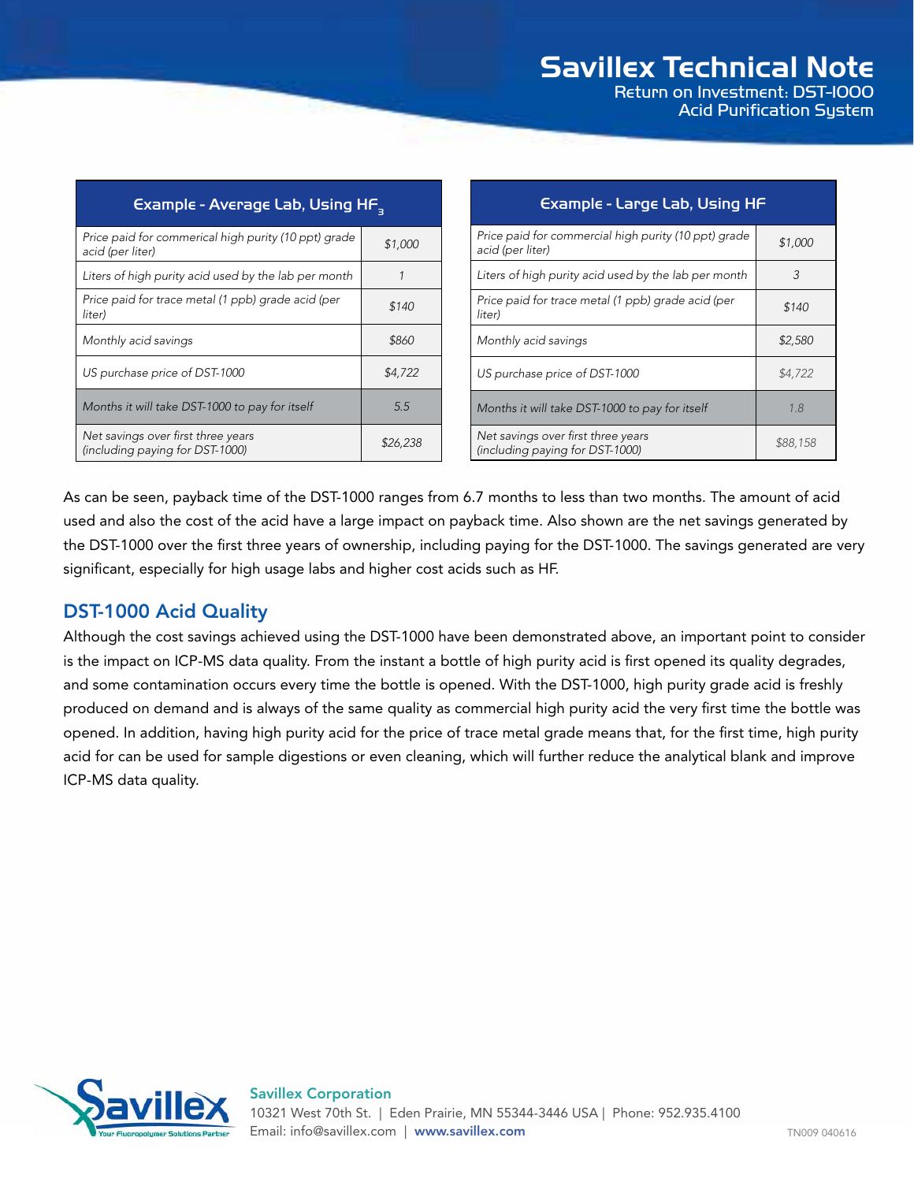| Example - Average Lab, Using $HF_3$ | |
| --- | --- |
| Price paid for commerical high purity (10 ppt) grade acid (per liter) | $1,000 |
| Liters of high purity acid used by the lab per month | 1 |
| Price paid for trace metal (1 ppb) grade acid (per liter) | $140 |
| Monthly acid savings | $860 |
| US purchase price of DST-1000 | $4,722 |
| Months it will take DST-1000 to pay for itself | 5.5 |
| Net savings over first three years (including paying for DST-1000) | $26,238 |

| Example - Large Lab, Using HF | |
| --- | --- |
| Price paid for commercial high purity (10 ppt) grade acid (per liter) | $1,000 |
| Liters of high purity acid used by the lab per month | 3 |
| Price paid for trace metal (1 ppb) grade acid (per liter) | $140 |
| Monthly acid savings | $2,580 |
| US purchase price of DST-1000 | $4,722 |
| Months it will take DST-1000 to pay for itself | 1.8 |
| Net savings over first three years (including paying for DST-1000) | $88,158 |

As can be seen, payback time of the DST-1000 ranges from 6.7 months to less than two months. The amount of acid used and also the cost of the acid have a large impact on payback time. Also shown are the net savings generated by the DST-1000 over the first three years of ownership, including paying for the DST-1000. The savings generated are very significant, especially for high usage labs and higher cost acids such as HF.

## DST-1000 Acid Quality

Although the cost savings achieved using the DST-1000 have been demonstrated above, an important point to consider is the impact on ICP-MS data quality. From the instant a bottle of high purity acid is first opened its quality degrades, and some contamination occurs every time the bottle is opened. With the DST-1000, high purity grade acid is freshly produced on demand and is always of the same quality as commercial high purity acid the very first time the bottle was opened. In addition, having high purity acid for the price of trace metal grade means that, for the first time, high purity acid for can be used for sample digestions or even cleaning, which will further reduce the analytical blank and improve ICP-MS data quality.

**Savillex Corporation**
10321 West 70th St. | Eden Prairie, MN 55344-3446 USA | Phone: 952.935.4100
Email: info@savillex.com | **www.savillex.com**

TN009 040616